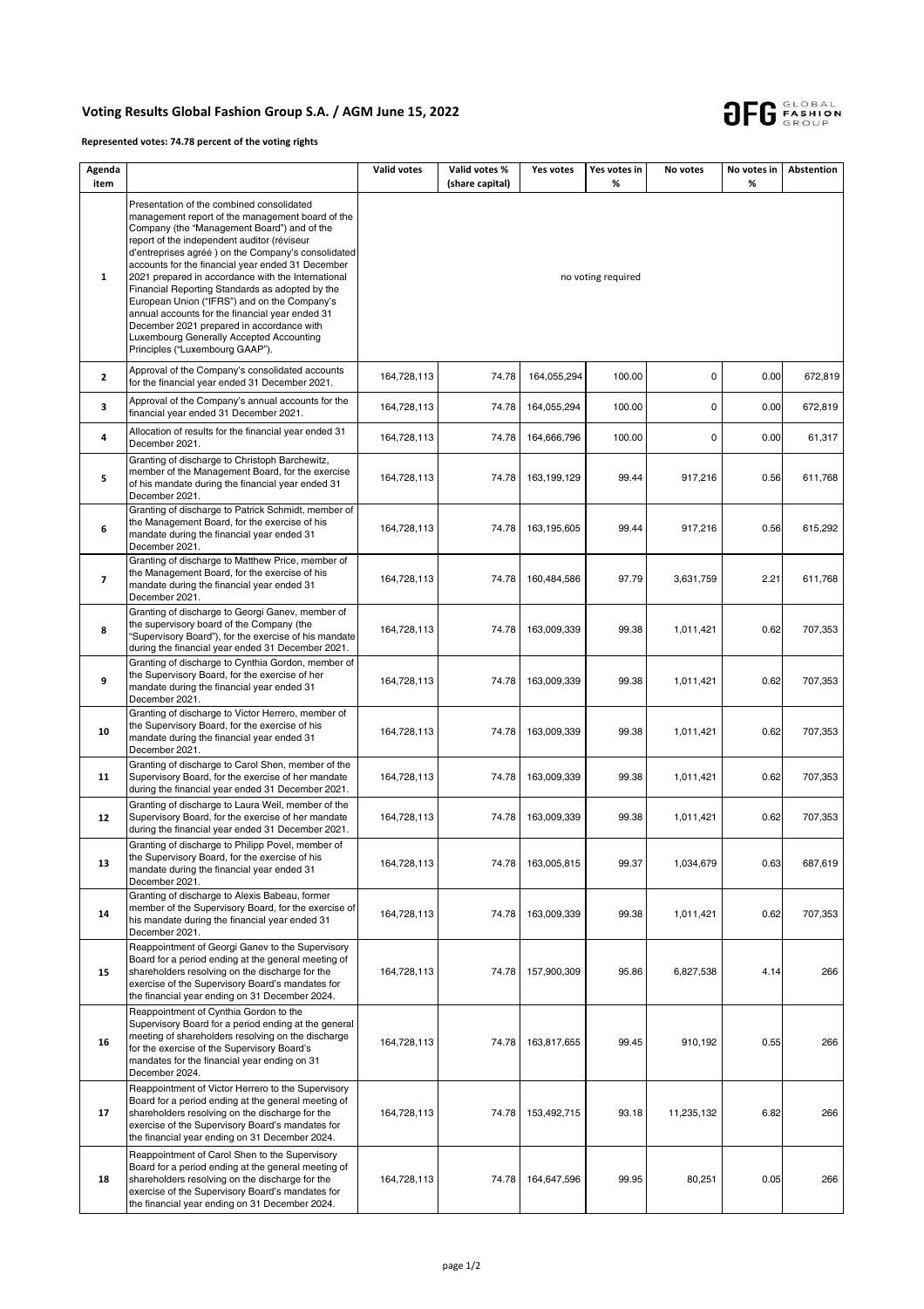# Voting Results Global Fashion Group S.A. / AGM June 15, 2022

**Represented votes: 74.78 percent of the voting rights**

| Agenda item | | Valid votes | Valid votes % (share capital) | Yes votes | Yes votes in % | No votes | No votes in % | Abstention |
|---|---|---|---|---|---|---|---|---|
| 1 | Presentation of the combined consolidated management report of the management board of the Company (the "Management Board") and of the report of the independent auditor (réviseur d'entreprises agréé ) on the Company's consolidated accounts for the financial year ended 31 December 2021 prepared in accordance with the International Financial Reporting Standards as adopted by the European Union ("IFRS") and on the Company's annual accounts for the financial year ended 31 December 2021 prepared in accordance with Luxembourg Generally Accepted Accounting Principles ("Luxembourg GAAP"). | no voting required | | | | | | |
| 2 | Approval of the Company's consolidated accounts for the financial year ended 31 December 2021. | 164,728,113 | 74.78 | 164,055,294 | 100.00 | 0 | 0.00 | 672,819 |
| 3 | Approval of the Company's annual accounts for the financial year ended 31 December 2021. | 164,728,113 | 74.78 | 164,055,294 | 100.00 | 0 | 0.00 | 672,819 |
| 4 | Allocation of results for the financial year ended 31 December 2021. | 164,728,113 | 74.78 | 164,666,796 | 100.00 | 0 | 0.00 | 61,317 |
| 5 | Granting of discharge to Christoph Barchewitz, member of the Management Board, for the exercise of his mandate during the financial year ended 31 December 2021. | 164,728,113 | 74.78 | 163,199,129 | 99.44 | 917,216 | 0.56 | 611,768 |
| 6 | Granting of discharge to Patrick Schmidt, member of the Management Board, for the exercise of his mandate during the financial year ended 31 December 2021. | 164,728,113 | 74.78 | 163,195,605 | 99.44 | 917,216 | 0.56 | 615,292 |
| 7 | Granting of discharge to Matthew Price, member of the Management Board, for the exercise of his mandate during the financial year ended 31 December 2021. | 164,728,113 | 74.78 | 160,484,586 | 97.79 | 3,631,759 | 2.21 | 611,768 |
| 8 | Granting of discharge to Georgi Ganev, member of the supervisory board of the Company (the "Supervisory Board"), for the exercise of his mandate during the financial year ended 31 December 2021. | 164,728,113 | 74.78 | 163,009,339 | 99.38 | 1,011,421 | 0.62 | 707,353 |
| 9 | Granting of discharge to Cynthia Gordon, member of the Supervisory Board, for the exercise of her mandate during the financial year ended 31 December 2021. | 164,728,113 | 74.78 | 163,009,339 | 99.38 | 1,011,421 | 0.62 | 707,353 |
| 10 | Granting of discharge to Victor Herrero, member of the Supervisory Board, for the exercise of his mandate during the financial year ended 31 December 2021. | 164,728,113 | 74.78 | 163,009,339 | 99.38 | 1,011,421 | 0.62 | 707,353 |
| 11 | Granting of discharge to Carol Shen, member of the Supervisory Board, for the exercise of her mandate during the financial year ended 31 December 2021. | 164,728,113 | 74.78 | 163,009,339 | 99.38 | 1,011,421 | 0.62 | 707,353 |
| 12 | Granting of discharge to Laura Weil, member of the Supervisory Board, for the exercise of her mandate during the financial year ended 31 December 2021. | 164,728,113 | 74.78 | 163,009,339 | 99.38 | 1,011,421 | 0.62 | 707,353 |
| 13 | Granting of discharge to Philipp Povel, member of the Supervisory Board, for the exercise of his mandate during the financial year ended 31 December 2021. | 164,728,113 | 74.78 | 163,005,815 | 99.37 | 1,034,679 | 0.63 | 687,619 |
| 14 | Granting of discharge to Alexis Babeau, former member of the Supervisory Board, for the exercise of his mandate during the financial year ended 31 December 2021. | 164,728,113 | 74.78 | 163,009,339 | 99.38 | 1,011,421 | 0.62 | 707,353 |
| 15 | Reappointment of Georgi Ganev to the Supervisory Board for a period ending at the general meeting of shareholders resolving on the discharge for the exercise of the Supervisory Board's mandates for the financial year ending on 31 December 2024. | 164,728,113 | 74.78 | 157,900,309 | 95.86 | 6,827,538 | 4.14 | 266 |
| 16 | Reappointment of Cynthia Gordon to the Supervisory Board for a period ending at the general meeting of shareholders resolving on the discharge for the exercise of the Supervisory Board's mandates for the financial year ending on 31 December 2024. | 164,728,113 | 74.78 | 163,817,655 | 99.45 | 910,192 | 0.55 | 266 |
| 17 | Reappointment of Victor Herrero to the Supervisory Board for a period ending at the general meeting of shareholders resolving on the discharge for the exercise of the Supervisory Board's mandates for the financial year ending on 31 December 2024. | 164,728,113 | 74.78 | 153,492,715 | 93.18 | 11,235,132 | 6.82 | 266 |
| 18 | Reappointment of Carol Shen to the Supervisory Board for a period ending at the general meeting of shareholders resolving on the discharge for the exercise of the Supervisory Board's mandates for the financial year ending on 31 December 2024. | 164,728,113 | 74.78 | 164,647,596 | 99.95 | 80,251 | 0.05 | 266 |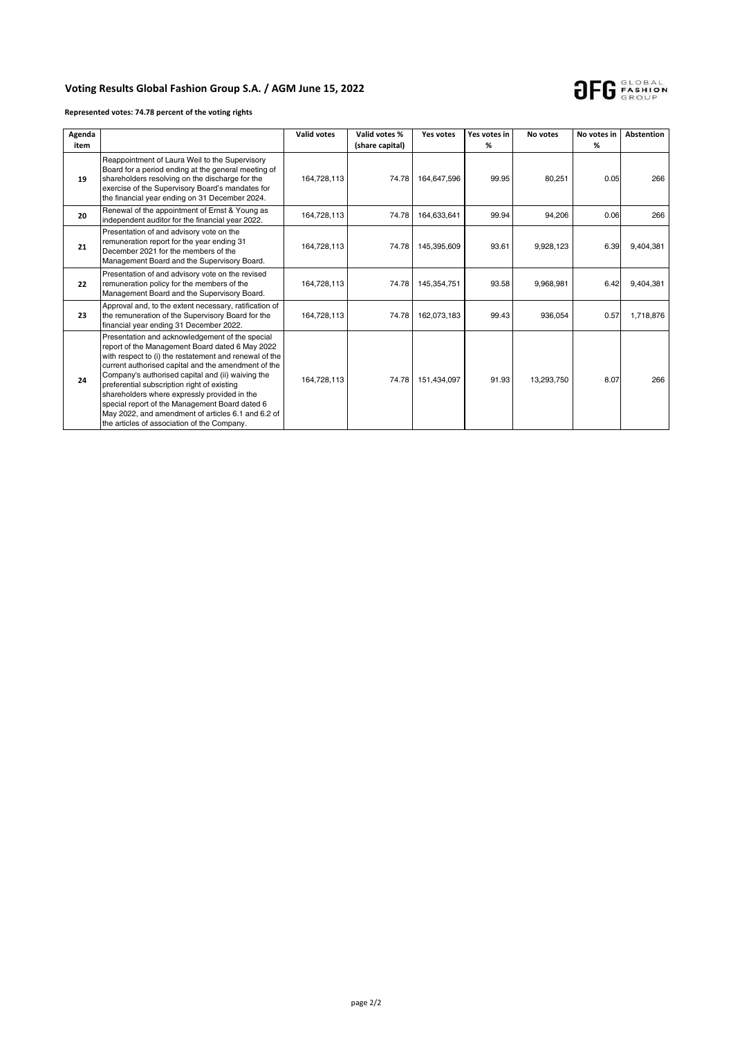## Voting Results Global Fashion Group S.A. / AGM June 15, 2022

**Represented votes: 74.78 percent of the voting rights**

| Agenda item | | Valid votes | Valid votes % (share capital) | Yes votes | Yes votes in % | No votes | No votes in % | Abstention |
|---|---|---|---|---|---|---|---|---|
| 19 | Reappointment of Laura Weil to the Supervisory Board for a period ending at the general meeting of shareholders resolving on the discharge for the exercise of the Supervisory Board's mandates for the financial year ending on 31 December 2024. | 164,728,113 | 74.78 | 164,647,596 | 99.95 | 80,251 | 0.05 | 266 |
| 20 | Renewal of the appointment of Ernst & Young as independent auditor for the financial year 2022. | 164,728,113 | 74.78 | 164,633,641 | 99.94 | 94,206 | 0.06 | 266 |
| 21 | Presentation of and advisory vote on the remuneration report for the year ending 31 December 2021 for the members of the Management Board and the Supervisory Board. | 164,728,113 | 74.78 | 145,395,609 | 93.61 | 9,928,123 | 6.39 | 9,404,381 |
| 22 | Presentation of and advisory vote on the revised remuneration policy for the members of the Management Board and the Supervisory Board. | 164,728,113 | 74.78 | 145,354,751 | 93.58 | 9,968,981 | 6.42 | 9,404,381 |
| 23 | Approval and, to the extent necessary, ratification of the remuneration of the Supervisory Board for the financial year ending 31 December 2022. | 164,728,113 | 74.78 | 162,073,183 | 99.43 | 936,054 | 0.57 | 1,718,876 |
| 24 | Presentation and acknowledgement of the special report of the Management Board dated 6 May 2022 with respect to (i) the restatement and renewal of the current authorised capital and the amendment of the Company's authorised capital and (ii) waiving the preferential subscription right of existing shareholders where expressly provided in the special report of the Management Board dated 6 May 2022, and amendment of articles 6.1 and 6.2 of the articles of association of the Company. | 164,728,113 | 74.78 | 151,434,097 | 91.93 | 13,293,750 | 8.07 | 266 |